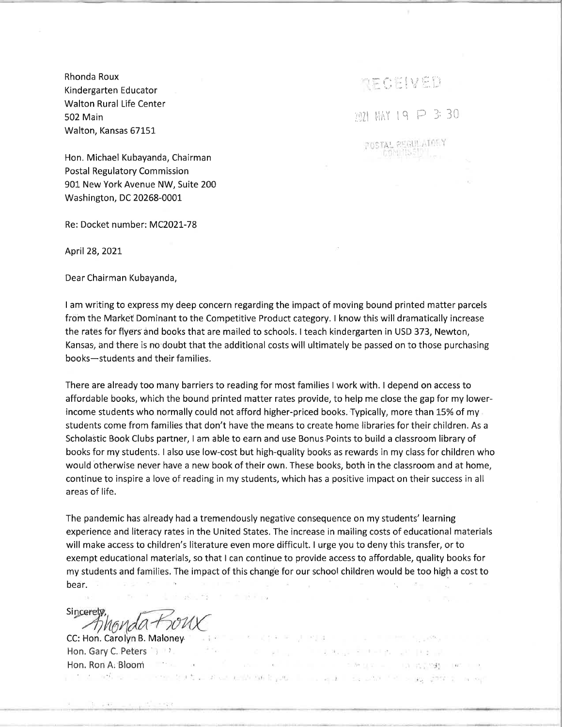Rhonda Roux  
Kindergarten Educator  
Walton Rural Life Center  
502 Main  
Walton, Kansas 67151

RECEIVED

2021 MAY 19 P 3:30

POSTAL REGULATORY COMMISSION

Hon. Michael Kubayanda, Chairman  
Postal Regulatory Commission  
901 New York Avenue NW, Suite 200  
Washington, DC 20268-0001

Re: Docket number: MC2021-78

April 28, 2021

Dear Chairman Kubayanda,

I am writing to express my deep concern regarding the impact of moving bound printed matter parcels from the Market Dominant to the Competitive Product category. I know this will dramatically increase the rates for flyers and books that are mailed to schools. I teach kindergarten in USD 373, Newton, Kansas, and there is no doubt that the additional costs will ultimately be passed on to those purchasing books—students and their families.

There are already too many barriers to reading for most families I work with. I depend on access to affordable books, which the bound printed matter rates provide, to help me close the gap for my lower-income students who normally could not afford higher-priced books. Typically, more than 15% of my students come from families that don't have the means to create home libraries for their children. As a Scholastic Book Clubs partner, I am able to earn and use Bonus Points to build a classroom library of books for my students. I also use low-cost but high-quality books as rewards in my class for children who would otherwise never have a new book of their own. These books, both in the classroom and at home, continue to inspire a love of reading in my students, which has a positive impact on their success in all areas of life.

The pandemic has already had a tremendously negative consequence on my students' learning experience and literacy rates in the United States. The increase in mailing costs of educational materials will make access to children's literature even more difficult. I urge you to deny this transfer, or to exempt educational materials, so that I can continue to provide access to affordable, quality books for my students and families. The impact of this change for our school children would be too high a cost to bear.

Sincerely,  
Rhonda Roux

CC: Hon. Carolyn B. Maloney  
Hon. Gary C. Peters  
Hon. Ron A. Bloom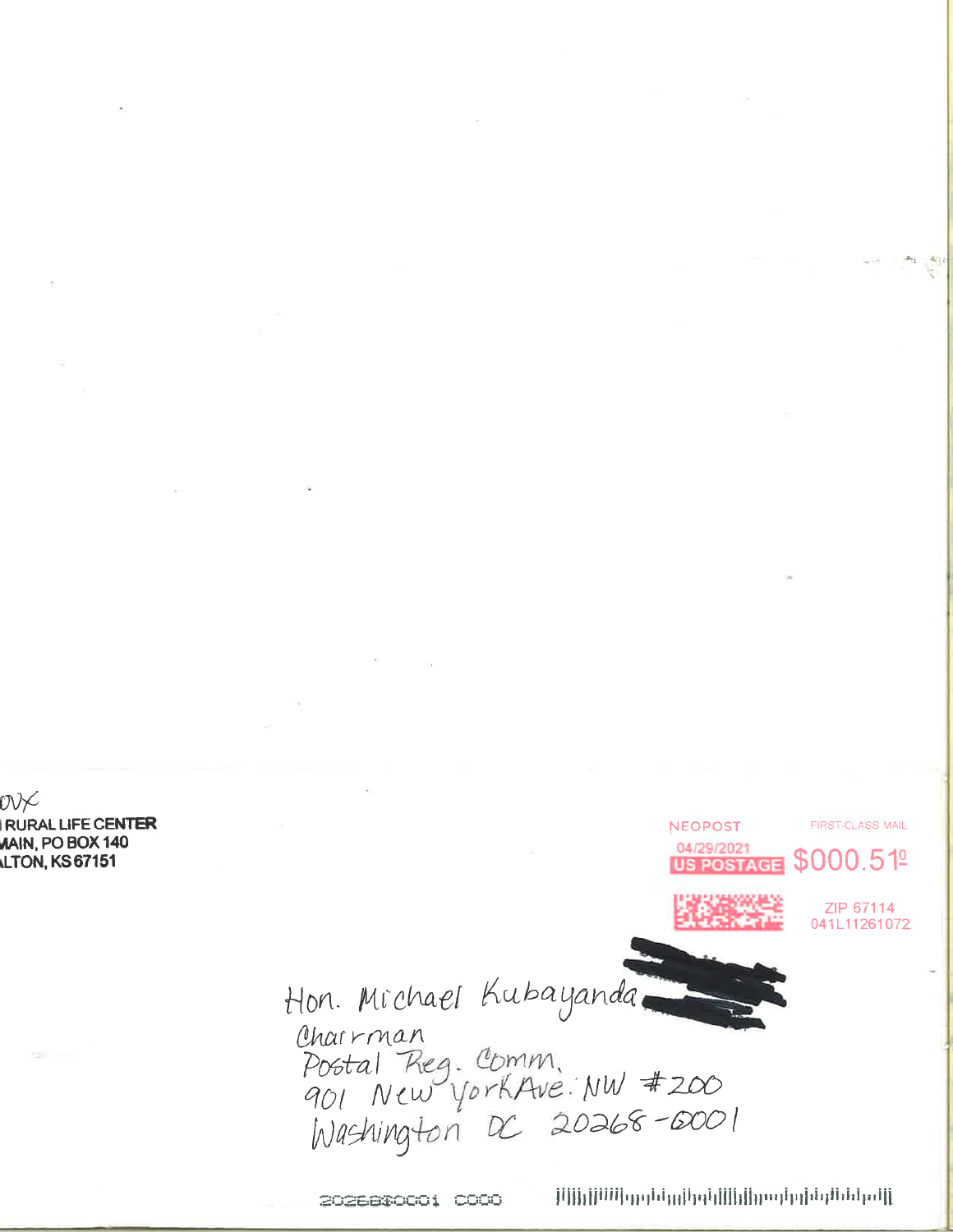ovx
RURAL LIFE CENTER
MAIN, PO BOX 140
LTON, KS 67151

NEOPOST
04/29/2021
US POSTAGE
FIRST-CLASS MAIL
$000.51º
ZIP 67114
041L11261072

Hon. Michael Kubayanda
Chairman
Postal Reg. Comm.
901 New York Ave. NW #200
Washington DC 20268-0001

20268$0001 C000